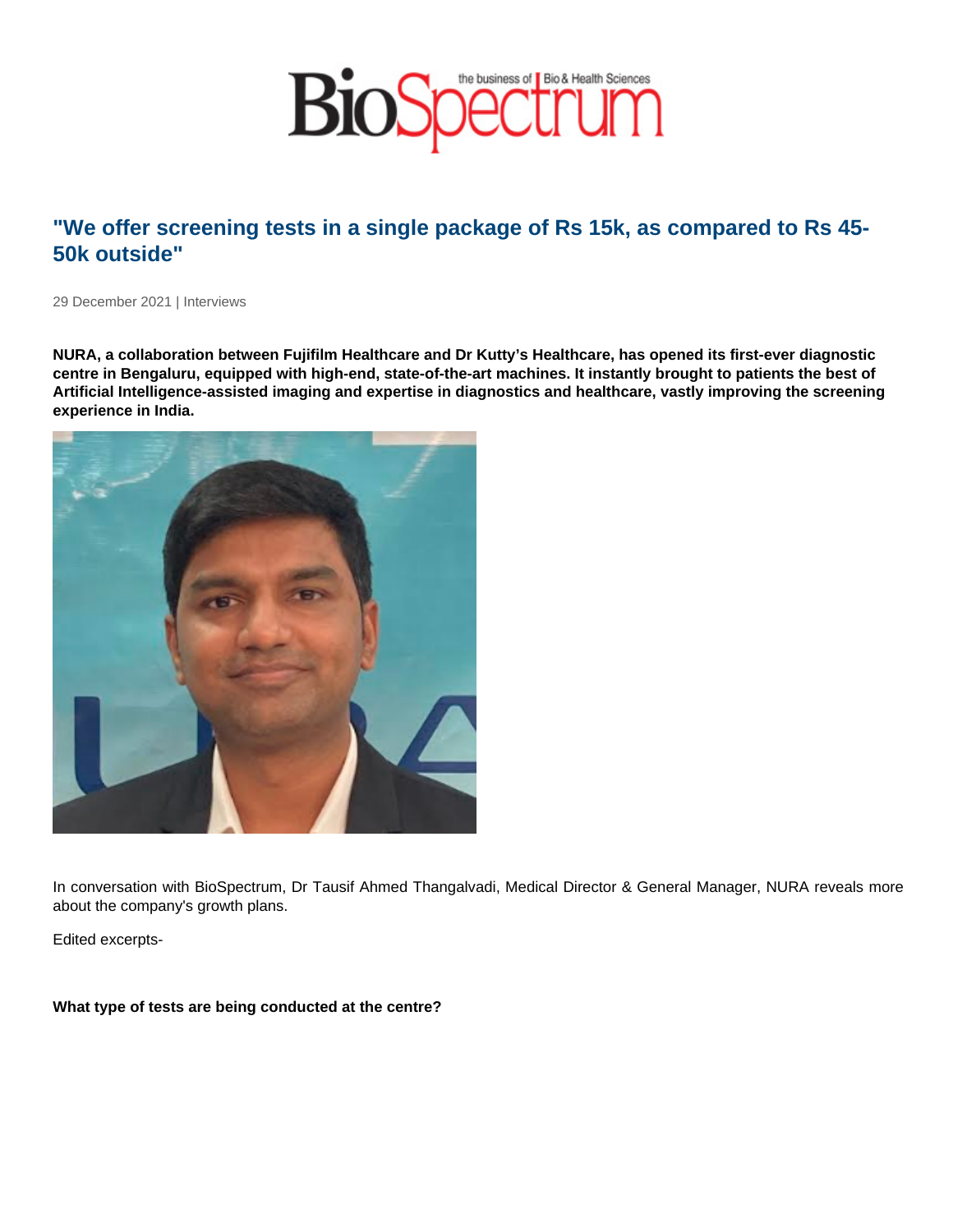# "We offer screening tests in a single package of Rs 15k, as compared to Rs 45-50k outside"

29 December 2021 | Interviews

**NURA, a collaboration between Fujifilm Healthcare and Dr Kutty's Healthcare, has opened its first-ever diagnostic centre in Bengaluru, equipped with high-end, state-of-the-art machines. It instantly brought to patients the best of Artificial Intelligence-assisted imaging and expertise in diagnostics and healthcare, vastly improving the screening experience in India.**

In conversation with BioSpectrum, Dr Tausif Ahmed Thangalvadi, Medical Director & General Manager, NURA reveals more about the company's growth plans.

Edited excerpts-

**What type of tests are being conducted at the centre?**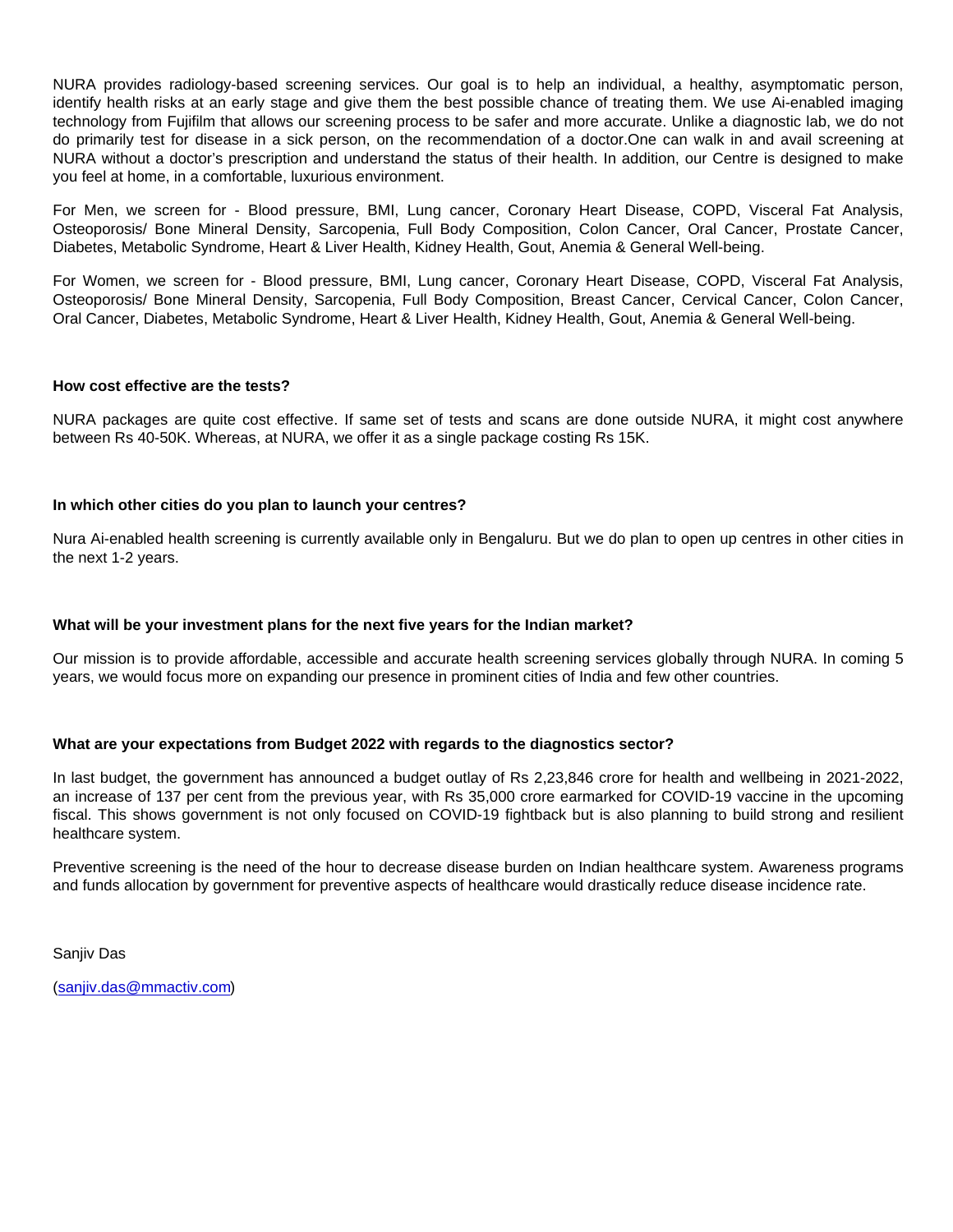NURA provides radiology-based screening services. Our goal is to help an individual, a healthy, asymptomatic person, identify health risks at an early stage and give them the best possible chance of treating them. We use Ai-enabled imaging technology from Fujifilm that allows our screening process to be safer and more accurate. Unlike a diagnostic lab, we do not do primarily test for disease in a sick person, on the recommendation of a doctor.One can walk in and avail screening at NURA without a doctor's prescription and understand the status of their health. In addition, our Centre is designed to make you feel at home, in a comfortable, luxurious environment.

For Men, we screen for - Blood pressure, BMI, Lung cancer, Coronary Heart Disease, COPD, Visceral Fat Analysis, Osteoporosis/ Bone Mineral Density, Sarcopenia, Full Body Composition, Colon Cancer, Oral Cancer, Prostate Cancer, Diabetes, Metabolic Syndrome, Heart & Liver Health, Kidney Health, Gout, Anemia & General Well-being.

For Women, we screen for - Blood pressure, BMI, Lung cancer, Coronary Heart Disease, COPD, Visceral Fat Analysis, Osteoporosis/ Bone Mineral Density, Sarcopenia, Full Body Composition, Breast Cancer, Cervical Cancer, Colon Cancer, Oral Cancer, Diabetes, Metabolic Syndrome, Heart & Liver Health, Kidney Health, Gout, Anemia & General Well-being.

**How cost effective are the tests?**

NURA packages are quite cost effective. If same set of tests and scans are done outside NURA, it might cost anywhere between Rs 40-50K. Whereas, at NURA, we offer it as a single package costing Rs 15K.

**In which other cities do you plan to launch your centres?**

Nura Ai-enabled health screening is currently available only in Bengaluru. But we do plan to open up centres in other cities in the next 1-2 years.

**What will be your investment plans for the next five years for the Indian market?**

Our mission is to provide affordable, accessible and accurate health screening services globally through NURA. In coming 5 years, we would focus more on expanding our presence in prominent cities of India and few other countries.

**What are your expectations from Budget 2022 with regards to the diagnostics sector?**

In last budget, the government has announced a budget outlay of Rs 2,23,846 crore for health and wellbeing in 2021-2022, an increase of 137 per cent from the previous year, with Rs 35,000 crore earmarked for COVID-19 vaccine in the upcoming fiscal. This shows government is not only focused on COVID-19 fightback but is also planning to build strong and resilient healthcare system.

Preventive screening is the need of the hour to decrease disease burden on Indian healthcare system. Awareness programs and funds allocation by government for preventive aspects of healthcare would drastically reduce disease incidence rate.

Sanjiv Das

(sanjiv.das@mmactiv.com)